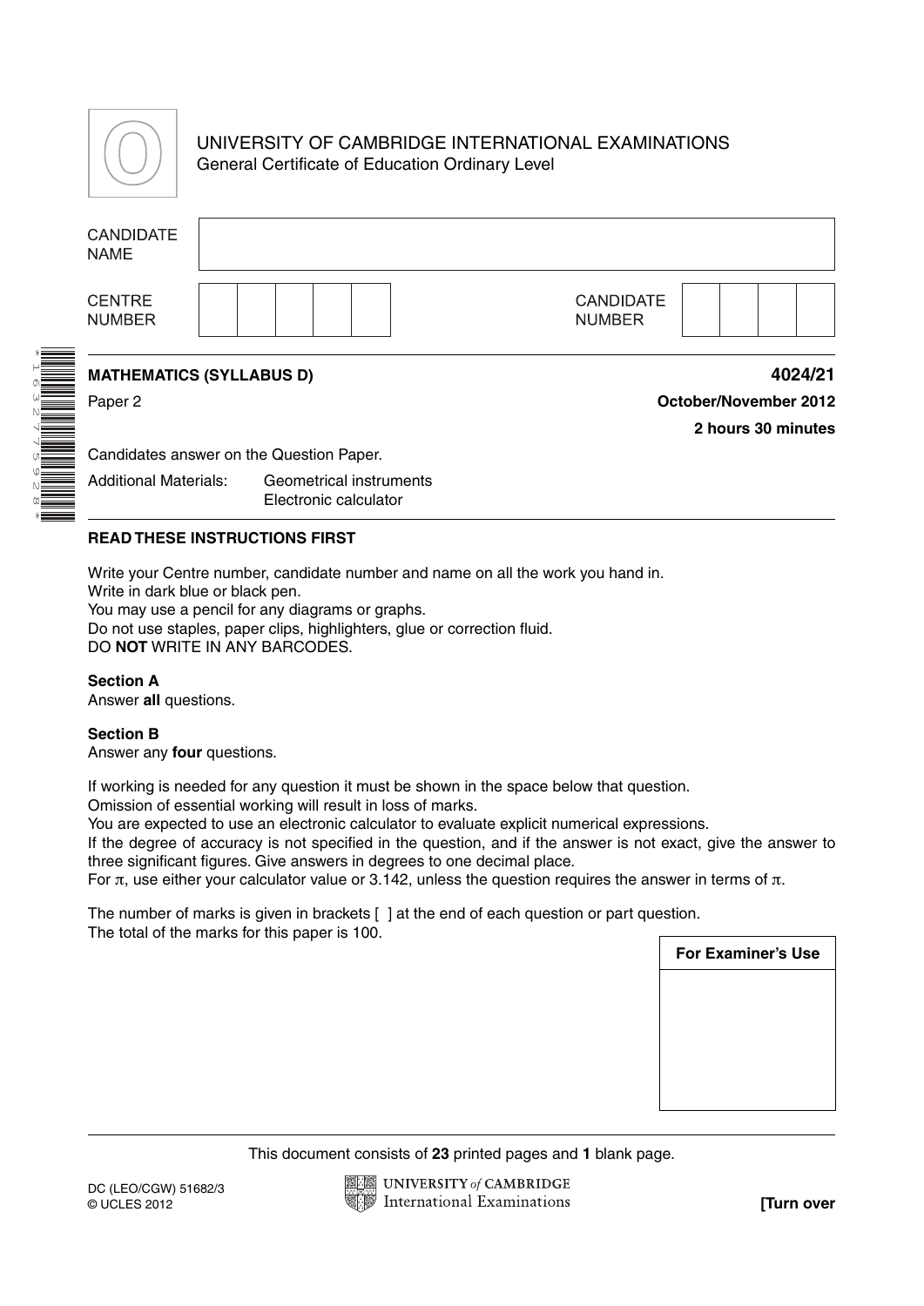UNIVERSITY OF CAMBRIDGE INTERNATIONAL EXAMINATIONS
General Certificate of Education Ordinary Level

| CANDIDATE NAME | |
|---|---|

| CENTRE NUMBER | | | | | | CANDIDATE NUMBER | | | | |
|---|---|---|---|---|---|---|---|---|---|---|

**MATHEMATICS (SYLLABUS D)** **4024/21**

Paper 2 **October/November 2012**

**2 hours 30 minutes**

Candidates answer on the Question Paper.

Additional Materials: Geometrical instruments
Electronic calculator

**READ THESE INSTRUCTIONS FIRST**

Write your Centre number, candidate number and name on all the work you hand in.
Write in dark blue or black pen.
You may use a pencil for any diagrams or graphs.
Do not use staples, paper clips, highlighters, glue or correction fluid.
DO **NOT** WRITE IN ANY BARCODES.

**Section A**
Answer **all** questions.

**Section B**
Answer any **four** questions.

If working is needed for any question it must be shown in the space below that question.
Omission of essential working will result in loss of marks.
You are expected to use an electronic calculator to evaluate explicit numerical expressions.
If the degree of accuracy is not specified in the question, and if the answer is not exact, give the answer to three significant figures. Give answers in degrees to one decimal place.
For $\pi$, use either your calculator value or 3.142, unless the question requires the answer in terms of $\pi$.

The number of marks is given in brackets [ ] at the end of each question or part question.
The total of the marks for this paper is 100.

| For Examiner's Use |
|---|
| |

This document consists of **23** printed pages and **1** blank page.

DC (LEO/CGW) 51682/3
© UCLES 2012

**[Turn over**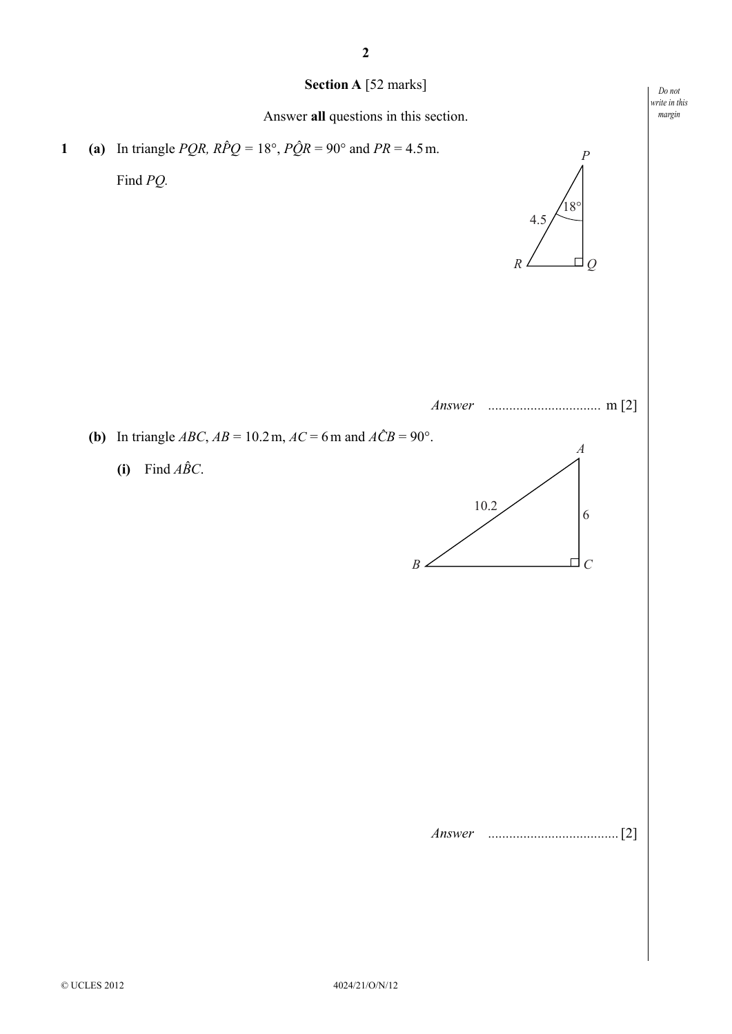## Section A [52 marks]

Answer **all** questions in this section.

**1** **(a)** In triangle $PQR$, $R\hat{P}Q = 18°$, $P\hat{Q}R = 90°$ and $PR = 4.5$ m.

Find $PQ$.

*Answer* ................................ m [2]

**(b)** In triangle $ABC$, $AB = 10.2$ m, $AC = 6$ m and $A\hat{C}B = 90°$.

**(i)** Find $A\hat{B}C$.

*Answer* ..................................... [2]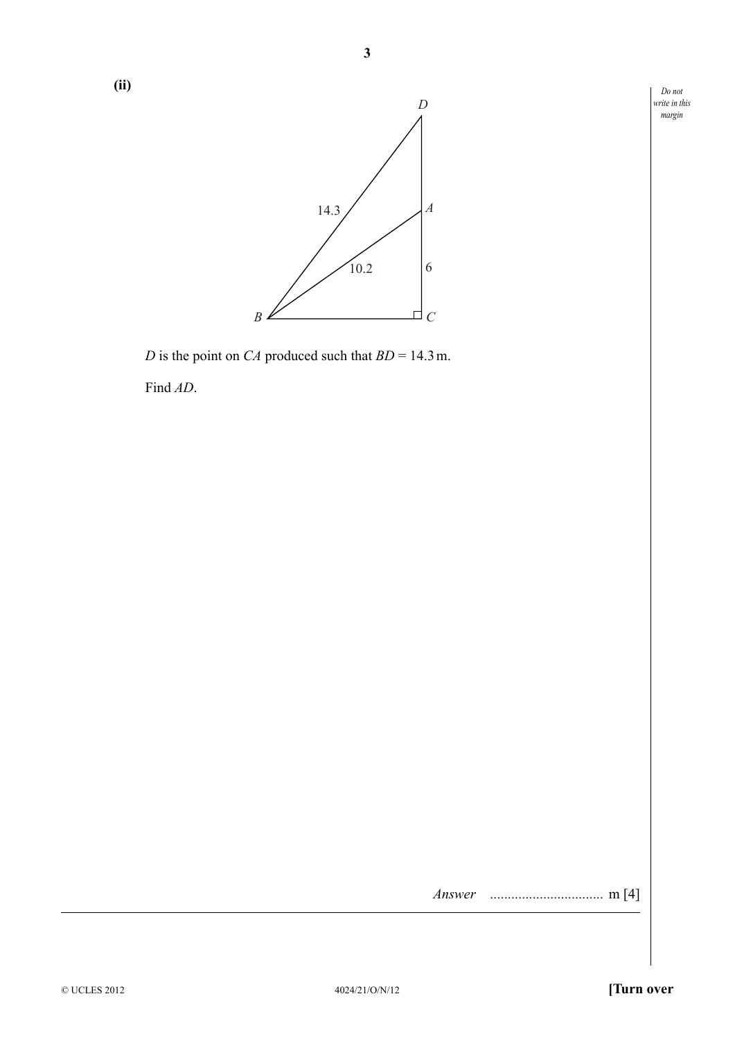**(ii)**

*D* is the point on *CA* produced such that $BD = 14.3$ m.

Find *AD*.

*Answer* ................................ m [4]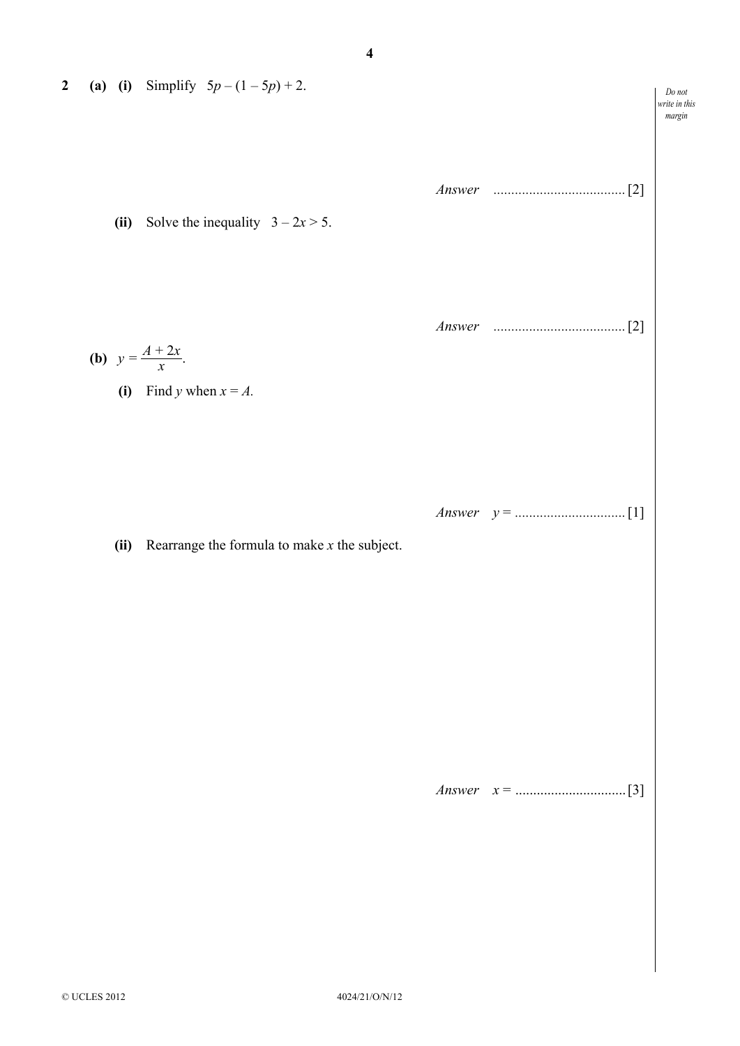**2** **(a)** **(i)** Simplify $5p - (1 - 5p) + 2$.

*Answer* .................................... [2]

**(ii)** Solve the inequality $3 - 2x > 5$.

*Answer* .................................... [2]

**(b)** $y = \dfrac{A + 2x}{x}$.

**(i)** Find $y$ when $x = A$.

*Answer* $y =$ .............................. [1]

**(ii)** Rearrange the formula to make $x$ the subject.

*Answer* $x =$ .............................. [3]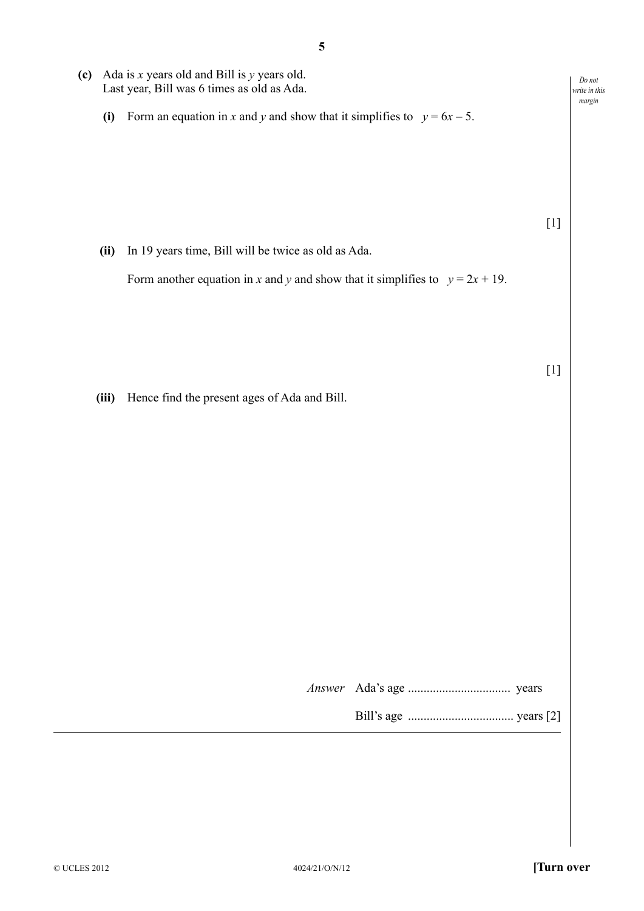**(c)** Ada is $x$ years old and Bill is $y$ years old.
Last year, Bill was 6 times as old as Ada.

**(i)** Form an equation in $x$ and $y$ and show that it simplifies to $y = 6x - 5$.

[1]

**(ii)** In 19 years time, Bill will be twice as old as Ada.

Form another equation in $x$ and $y$ and show that it simplifies to $y = 2x + 19$.

[1]

**(iii)** Hence find the present ages of Ada and Bill.

*Answer* Ada's age ................................ years

Bill's age ................................ years [2]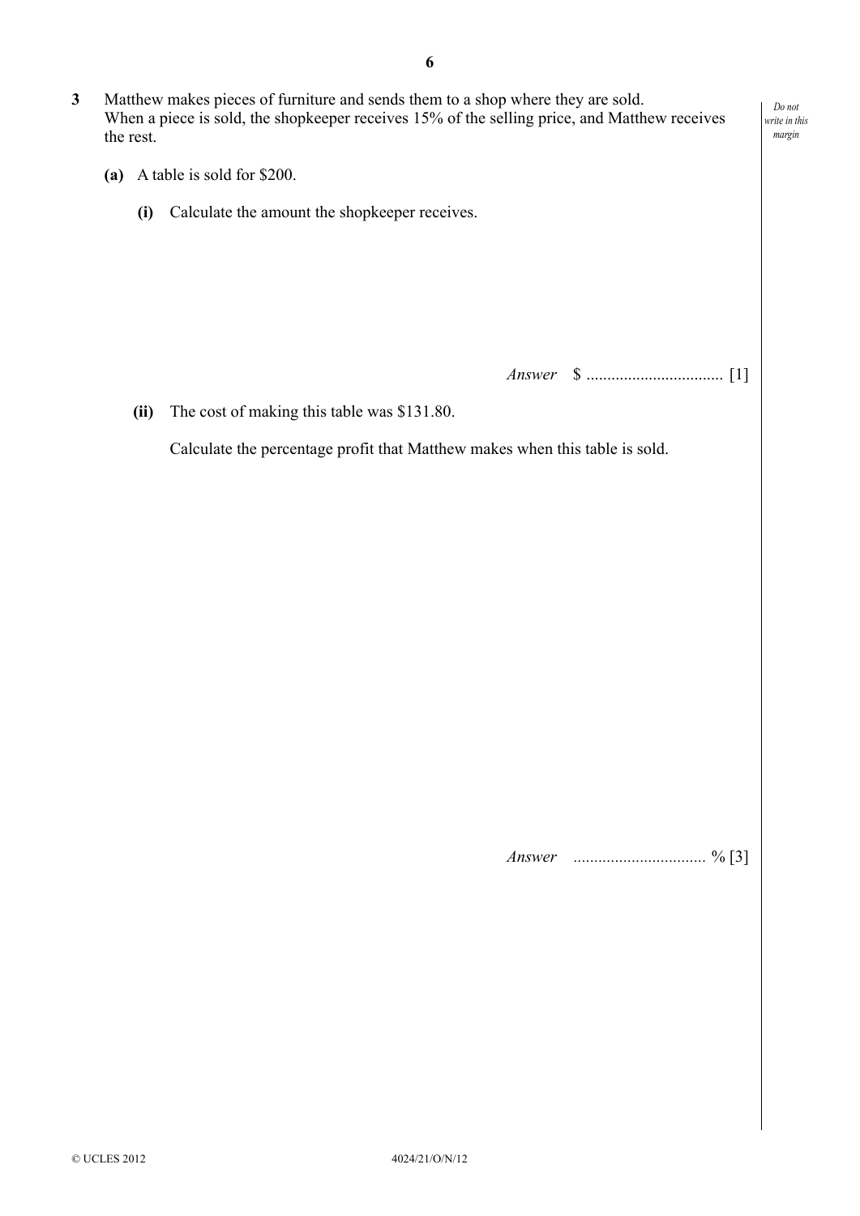**3** Matthew makes pieces of furniture and sends them to a shop where they are sold.
When a piece is sold, the shopkeeper receives 15% of the selling price, and Matthew receives the rest.

**(a)** A table is sold for \$200.

**(i)** Calculate the amount the shopkeeper receives.

*Answer* \$ ................................ [1]

**(ii)** The cost of making this table was \$131.80.

Calculate the percentage profit that Matthew makes when this table is sold.

*Answer* ................................ % [3]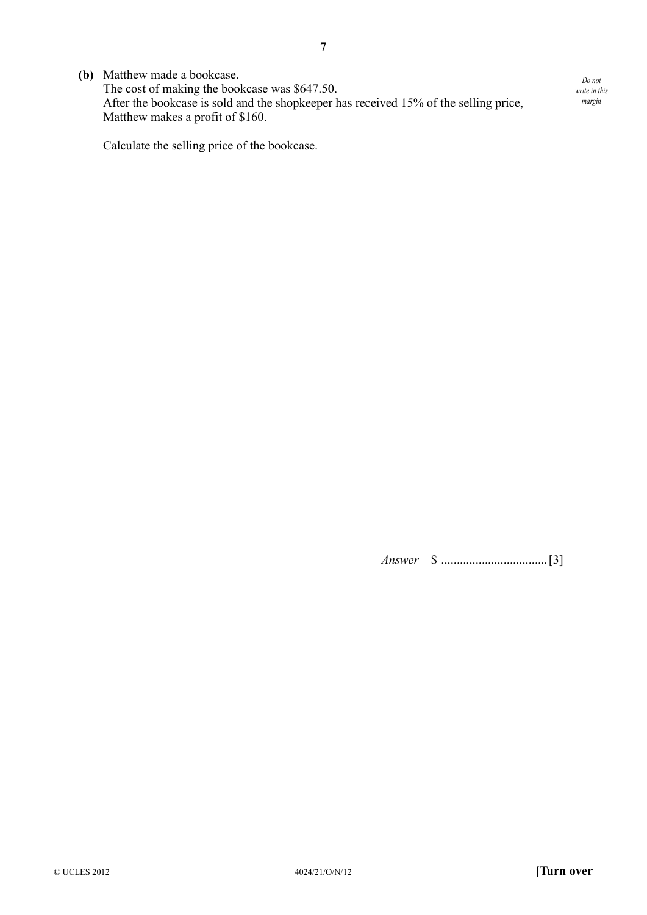**(b)** Matthew made a bookcase.
The cost of making the bookcase was $647.50.
After the bookcase is sold and the shopkeeper has received 15% of the selling price, Matthew makes a profit of $160.

Calculate the selling price of the bookcase.

*Answer* $ ................................. [3]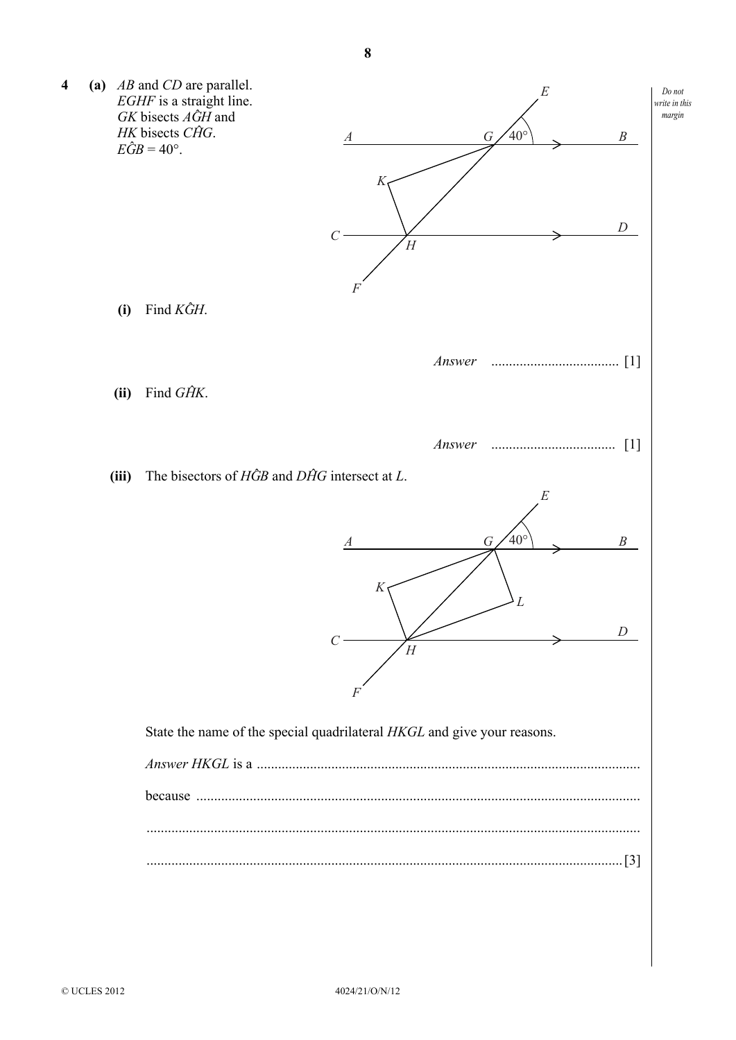**4 (a)** $AB$ and $CD$ are parallel.
$EGHF$ is a straight line.
$GK$ bisects $A\hat{G}H$ and
$HK$ bisects $C\hat{H}G$.
$E\hat{G}B = 40°$.

**(i)** Find $K\hat{G}H$.

*Answer* .................................... [1]

**(ii)** Find $G\hat{H}K$.

*Answer* .................................... [1]

**(iii)** The bisectors of $H\hat{G}B$ and $D\hat{H}G$ intersect at $L$.

State the name of the special quadrilateral $HKGL$ and give your reasons.

*Answer HKGL* is a ..........................................................................................................

because ..........................................................................................................................

.......................................................................................................................................

....................................................................................................................................... [3]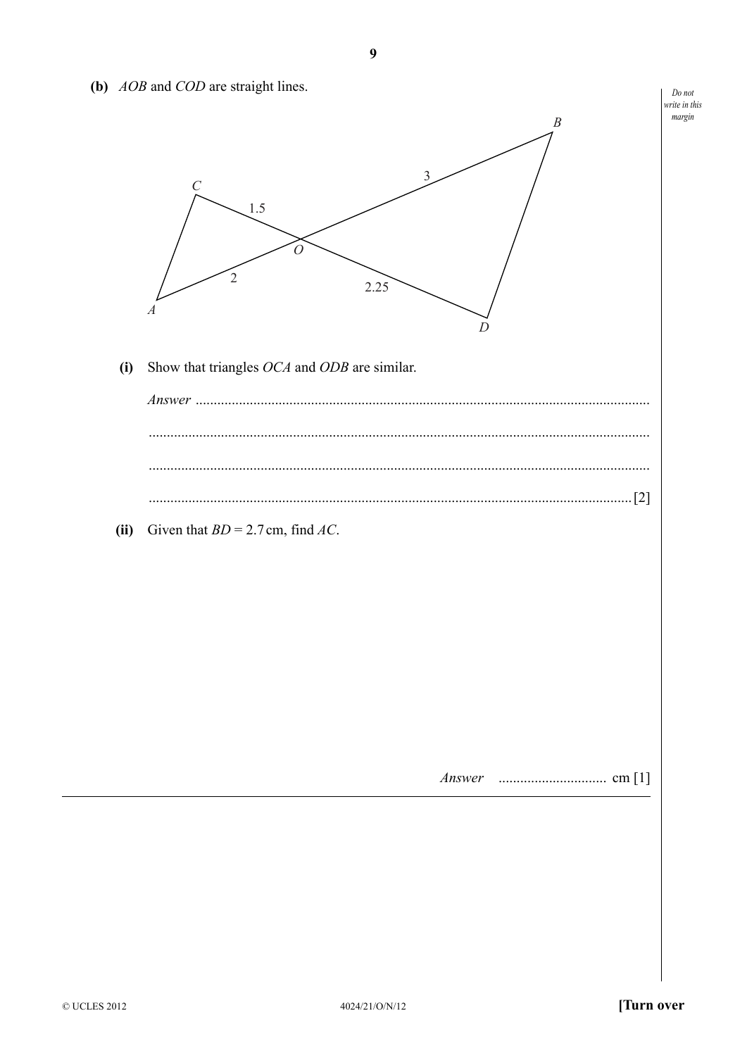**(b)** *AOB* and *COD* are straight lines.

**(i)** Show that triangles *OCA* and *ODB* are similar.

*Answer* ..........................................................................................................................

..........................................................................................................................

..........................................................................................................................

.......................................................................................................................... [2]

**(ii)** Given that $BD = 2.7$ cm, find $AC$.

*Answer* .............................. cm [1]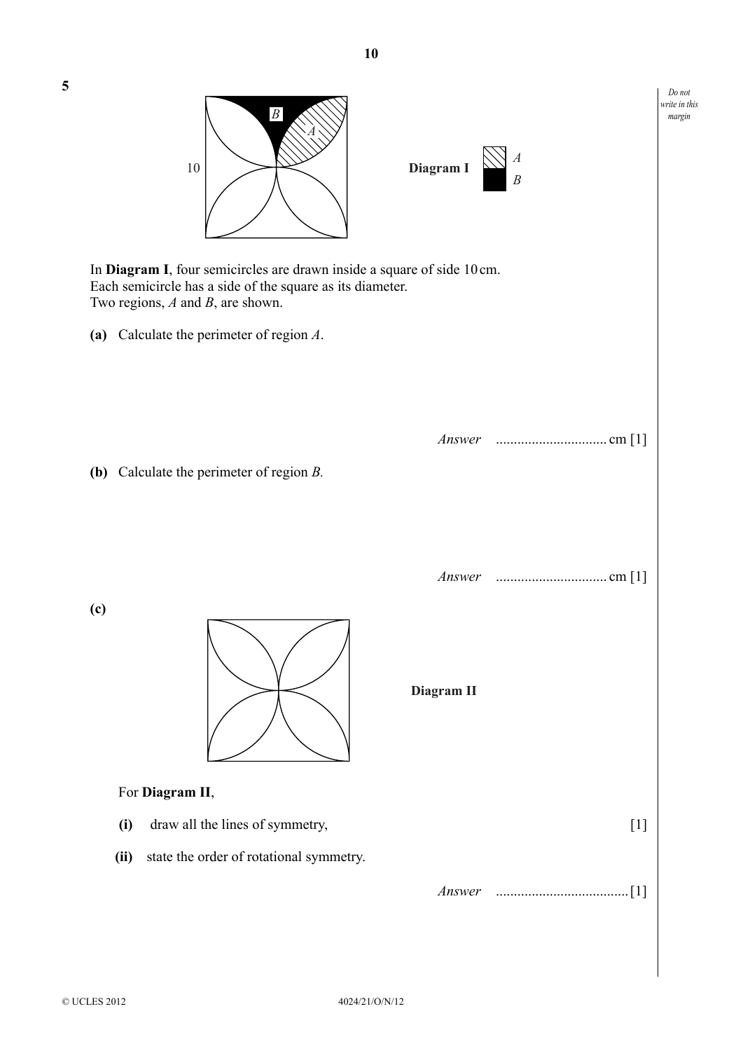**5**

10

**Diagram I**

*A*

*B*

In **Diagram I**, four semicircles are drawn inside a square of side 10 cm.
Each semicircle has a side of the square as its diameter.
Two regions, *A* and *B*, are shown.

**(a)** Calculate the perimeter of region *A*.

*Answer* ............................... cm [1]

**(b)** Calculate the perimeter of region *B*.

*Answer* ............................... cm [1]

**(c)**

**Diagram II**

For **Diagram II**,

**(i)** draw all the lines of symmetry, [1]

**(ii)** state the order of rotational symmetry.

*Answer* ..................................... [1]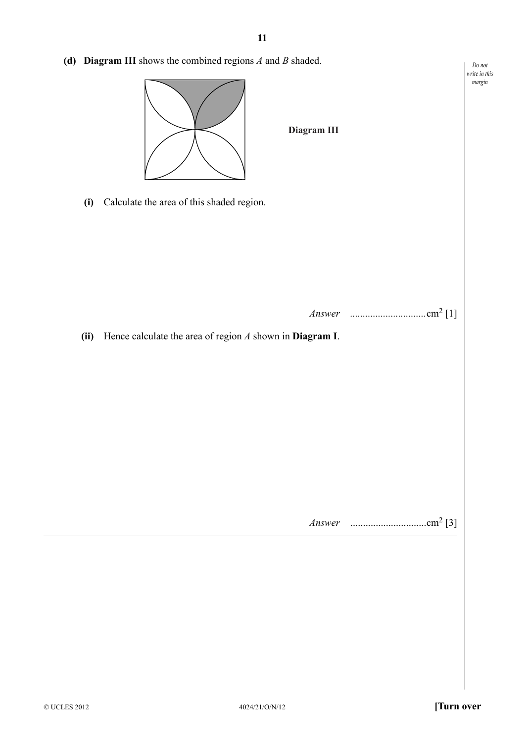**(d)** **Diagram III** shows the combined regions *A* and *B* shaded.

**Diagram III**

**(i)** Calculate the area of this shaded region.

*Answer* .............................cm$^2$ [1]

**(ii)** Hence calculate the area of region *A* shown in **Diagram I**.

*Answer* .............................cm$^2$ [3]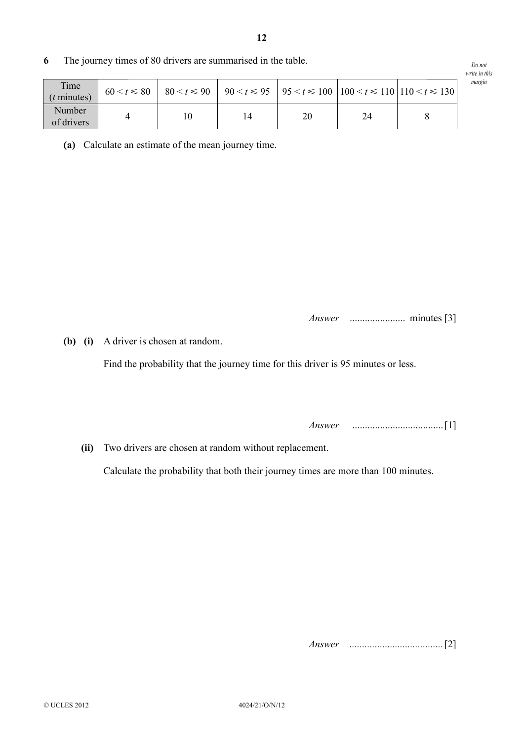**6** The journey times of 80 drivers are summarised in the table.

| Time ($t$ minutes) | $60 < t \leqslant 80$ | $80 < t \leqslant 90$ | $90 < t \leqslant 95$ | $95 < t \leqslant 100$ | $100 < t \leqslant 110$ | $110 < t \leqslant 130$ |
|---|---|---|---|---|---|---|
| Number of drivers | 4 | 10 | 14 | 20 | 24 | 8 |

**(a)** Calculate an estimate of the mean journey time.

*Answer* ...................... minutes [3]

**(b)** **(i)** A driver is chosen at random.

Find the probability that the journey time for this driver is 95 minutes or less.

*Answer* .................................... [1]

**(ii)** Two drivers are chosen at random without replacement.

Calculate the probability that both their journey times are more than 100 minutes.

*Answer* ..................................... [2]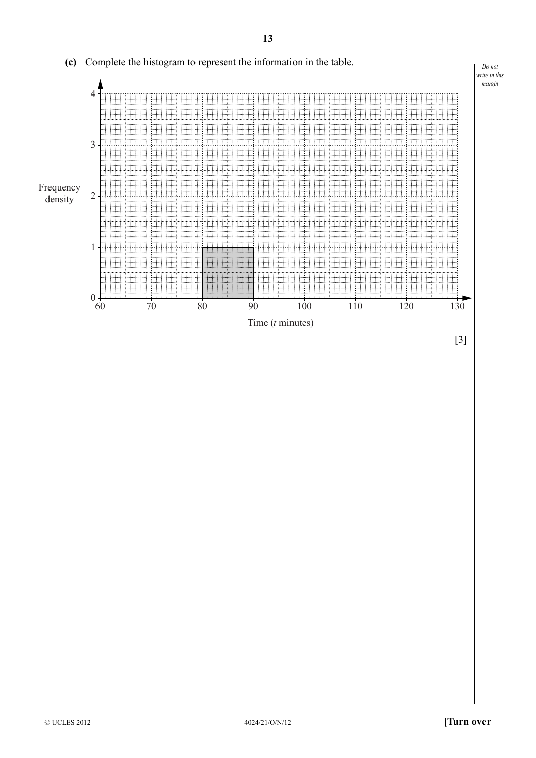**(c)** Complete the histogram to represent the information in the table.

[3]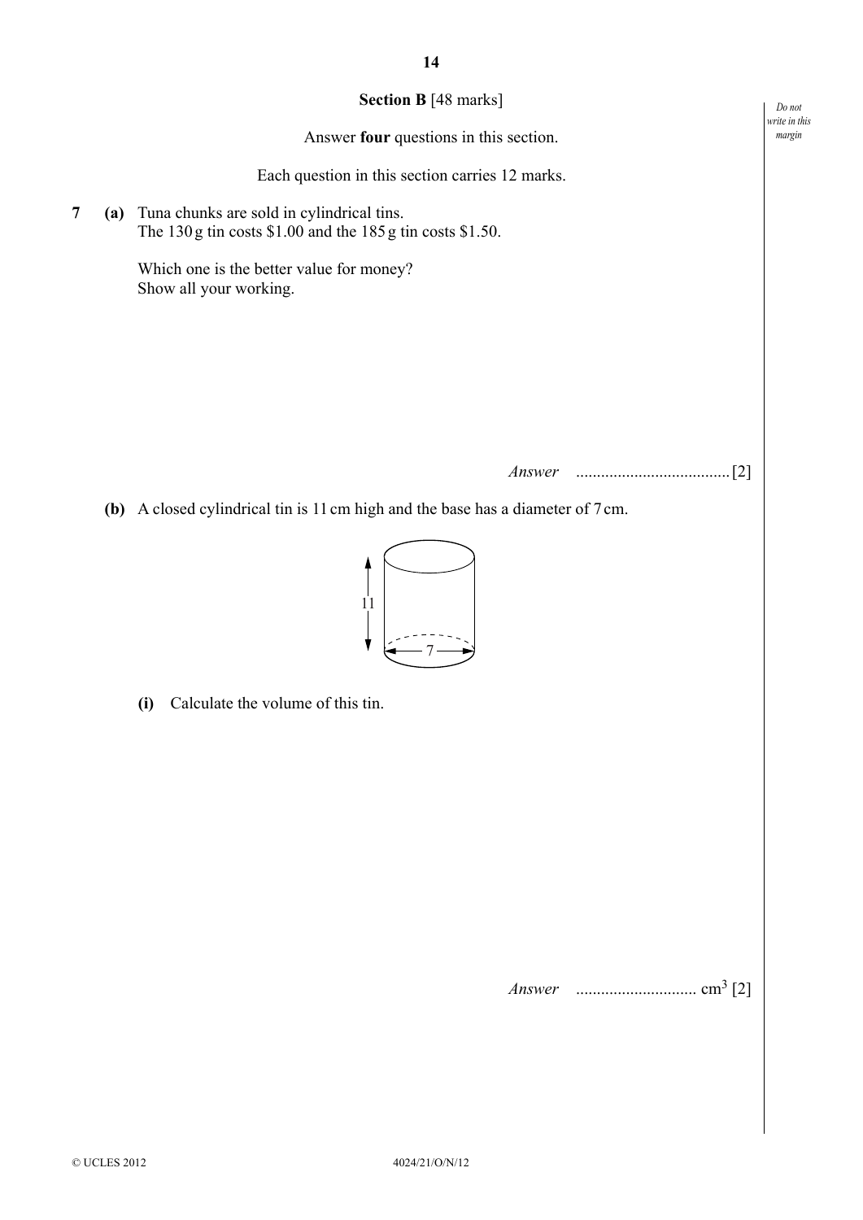## Section B [48 marks]

Answer **four** questions in this section.

Each question in this section carries 12 marks.

**7** **(a)** Tuna chunks are sold in cylindrical tins.
The 130 g tin costs \$1.00 and the 185 g tin costs \$1.50.

Which one is the better value for money?
Show all your working.

*Answer* ..................................... [2]

**(b)** A closed cylindrical tin is 11 cm high and the base has a diameter of 7 cm.

**(i)** Calculate the volume of this tin.

*Answer* ............................ $cm^3$ [2]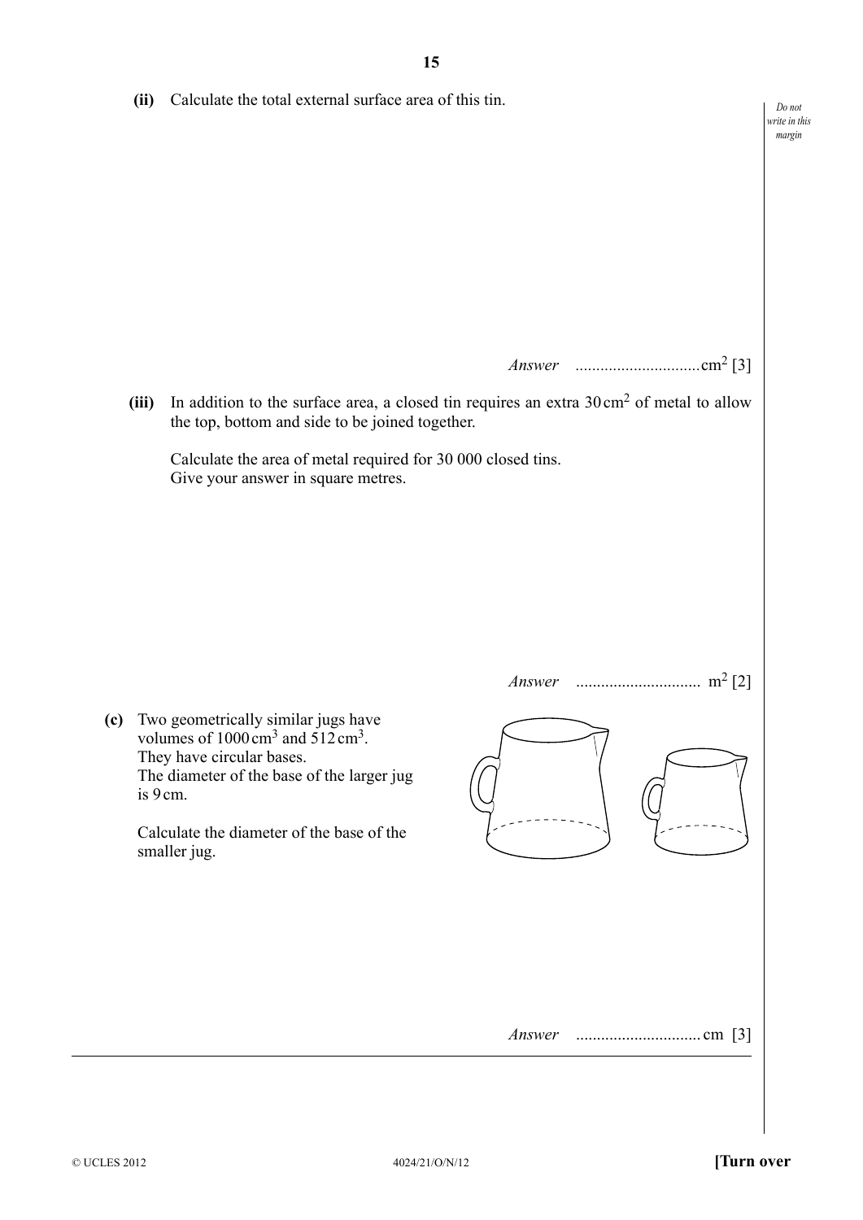**(ii)** Calculate the total external surface area of this tin.

*Answer* ............................. $cm^2$ [3]

**(iii)** In addition to the surface area, a closed tin requires an extra $30\,cm^2$ of metal to allow the top, bottom and side to be joined together.

Calculate the area of metal required for 30 000 closed tins.
Give your answer in square metres.

*Answer* ............................. $m^2$ [2]

**(c)** Two geometrically similar jugs have volumes of $1000\,cm^3$ and $512\,cm^3$.
They have circular bases.
The diameter of the base of the larger jug is 9 cm.

Calculate the diameter of the base of the smaller jug.

*Answer* ............................. cm [3]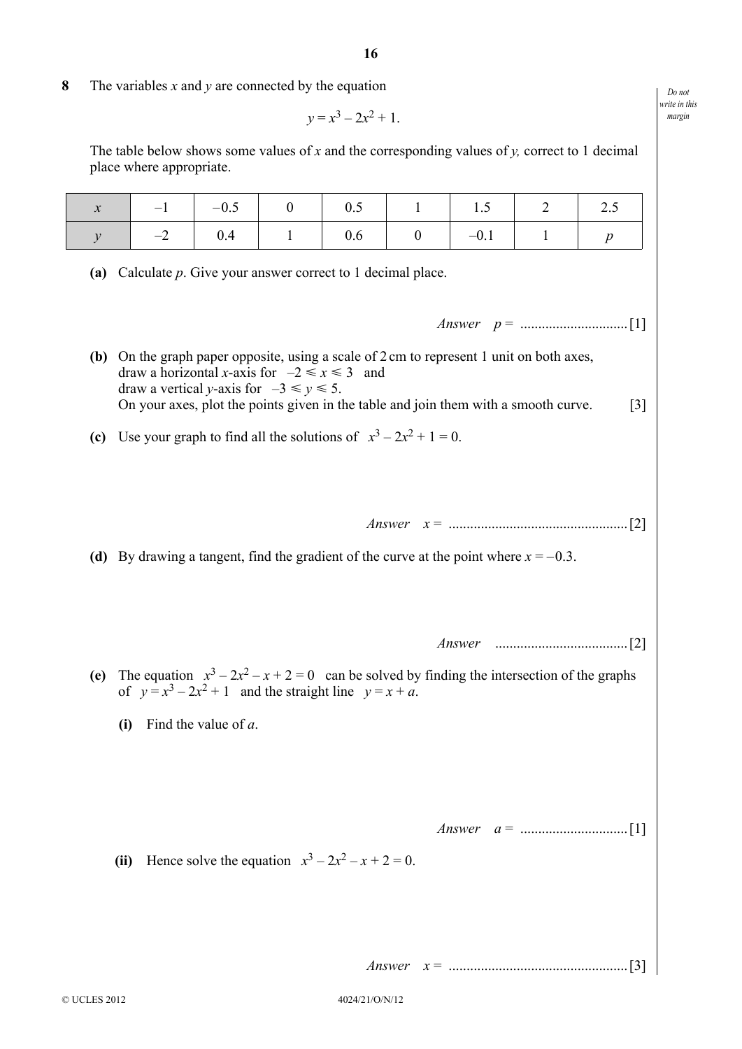**8** The variables $x$ and $y$ are connected by the equation

$$y = x^3 - 2x^2 + 1.$$

The table below shows some values of $x$ and the corresponding values of $y$, correct to 1 decimal place where appropriate.

| $x$ | $-1$ | $-0.5$ | $0$ | $0.5$ | $1$ | $1.5$ | $2$ | $2.5$ |
|---|---|---|---|---|---|---|---|---|
| $y$ | $-2$ | $0.4$ | $1$ | $0.6$ | $0$ | $-0.1$ | $1$ | $p$ |

**(a)** Calculate $p$. Give your answer correct to 1 decimal place.

*Answer* $p =$ ............................. [1]

**(b)** On the graph paper opposite, using a scale of 2 cm to represent 1 unit on both axes, draw a horizontal $x$-axis for $-2 \leqslant x \leqslant 3$ and draw a vertical $y$-axis for $-3 \leqslant y \leqslant 5$. On your axes, plot the points given in the table and join them with a smooth curve. [3]

**(c)** Use your graph to find all the solutions of $x^3 - 2x^2 + 1 = 0$.

*Answer* $x =$ .................................................. [2]

**(d)** By drawing a tangent, find the gradient of the curve at the point where $x = -0.3$.

*Answer* ..................................... [2]

**(e)** The equation $x^3 - 2x^2 - x + 2 = 0$ can be solved by finding the intersection of the graphs of $y = x^3 - 2x^2 + 1$ and the straight line $y = x + a$.

**(i)** Find the value of $a$.

*Answer* $a =$ ............................. [1]

**(ii)** Hence solve the equation $x^3 - 2x^2 - x + 2 = 0$.

*Answer* $x =$ .................................................. [3]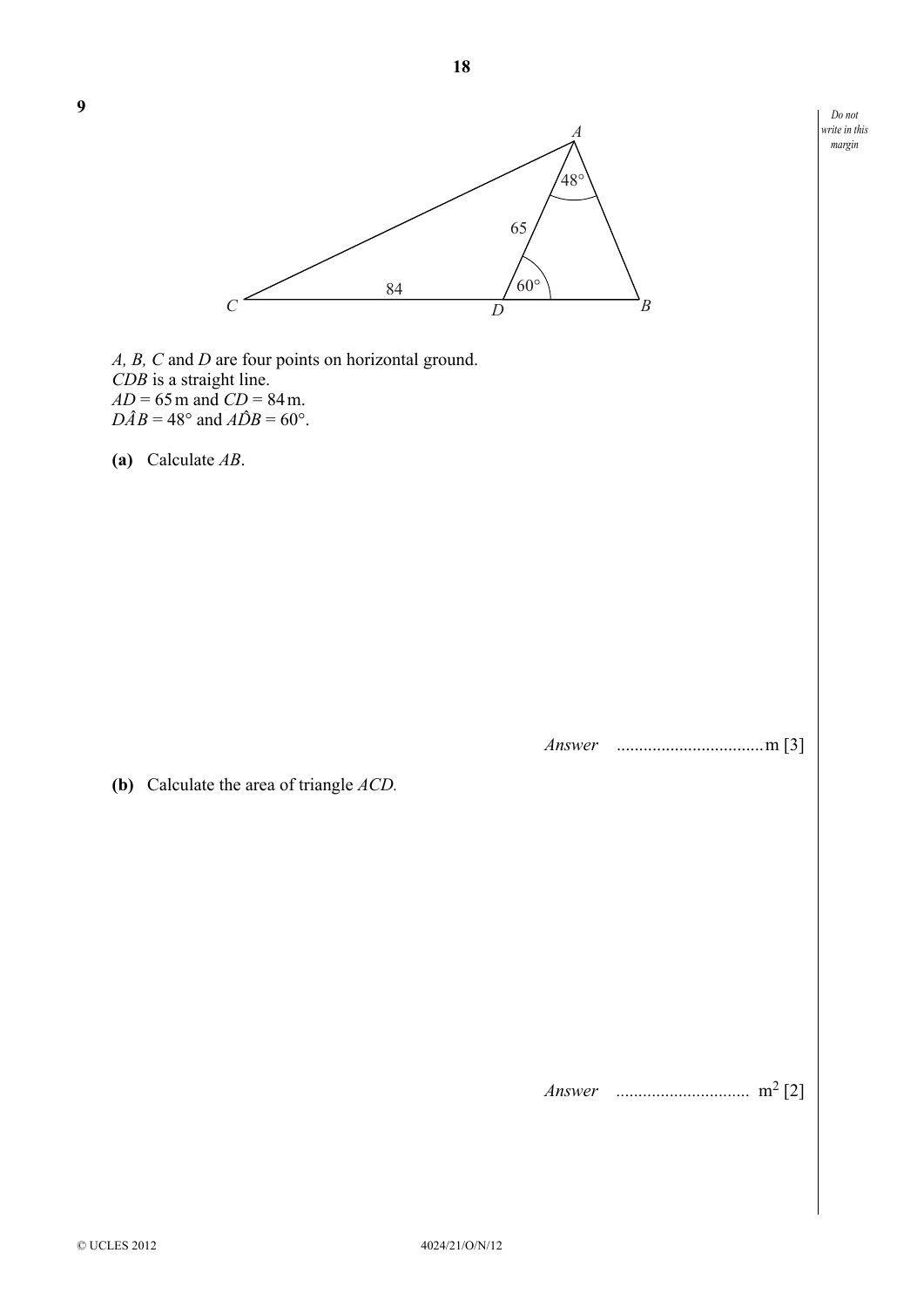**9**

*A, B, C* and *D* are four points on horizontal ground.
*CDB* is a straight line.
$AD = 65$ m and $CD = 84$ m.
$D\hat{A}B = 48°$ and $A\hat{D}B = 60°$.

**(a)** Calculate *AB*.

*Answer* ................................m [3]

**(b)** Calculate the area of triangle *ACD*.

*Answer* ............................. $m^2$ [2]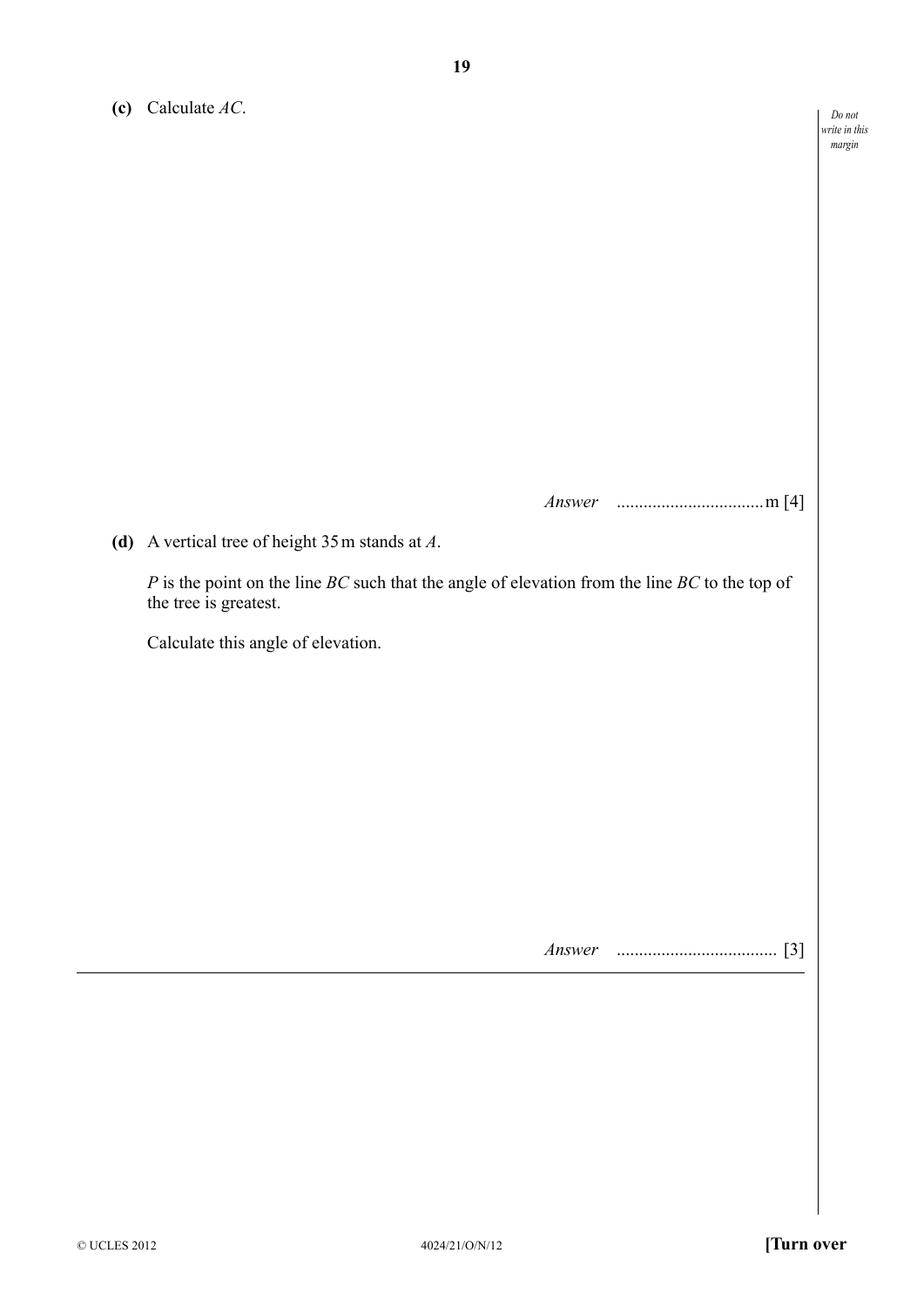**(c)** Calculate $AC$.

*Answer* ................................m [4]

**(d)** A vertical tree of height 35 m stands at $A$.

$P$ is the point on the line $BC$ such that the angle of elevation from the line $BC$ to the top of the tree is greatest.

Calculate this angle of elevation.

*Answer* .................................. [3]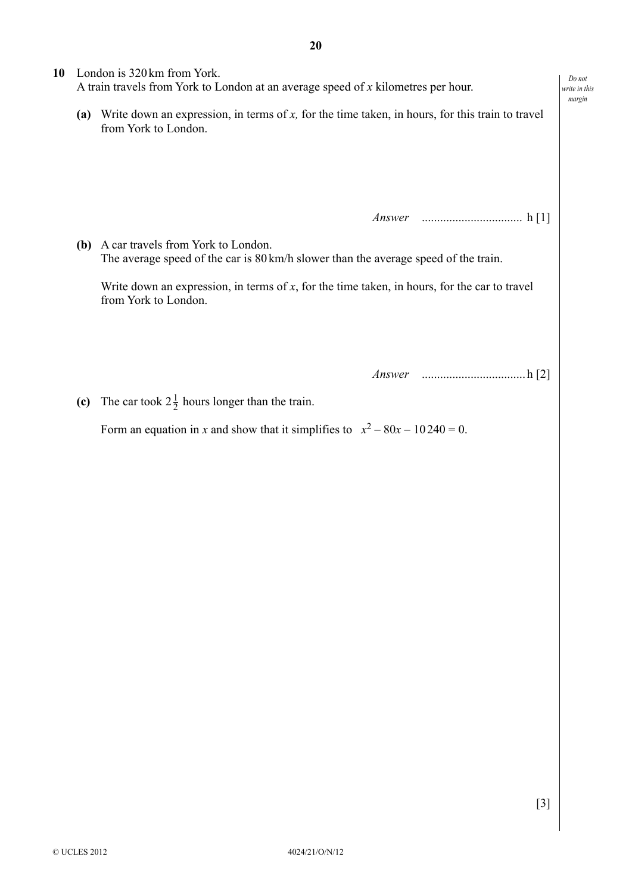**10** London is 320 km from York.
A train travels from York to London at an average speed of $x$ kilometres per hour.

**(a)** Write down an expression, in terms of $x$, for the time taken, in hours, for this train to travel from York to London.

*Answer* ................................ h [1]

**(b)** A car travels from York to London.
The average speed of the car is 80 km/h slower than the average speed of the train.

Write down an expression, in terms of $x$, for the time taken, in hours, for the car to travel from York to London.

*Answer* ................................ h [2]

**(c)** The car took $2\frac{1}{2}$ hours longer than the train.

Form an equation in $x$ and show that it simplifies to $x^2 - 80x - 10\,240 = 0$.

[3]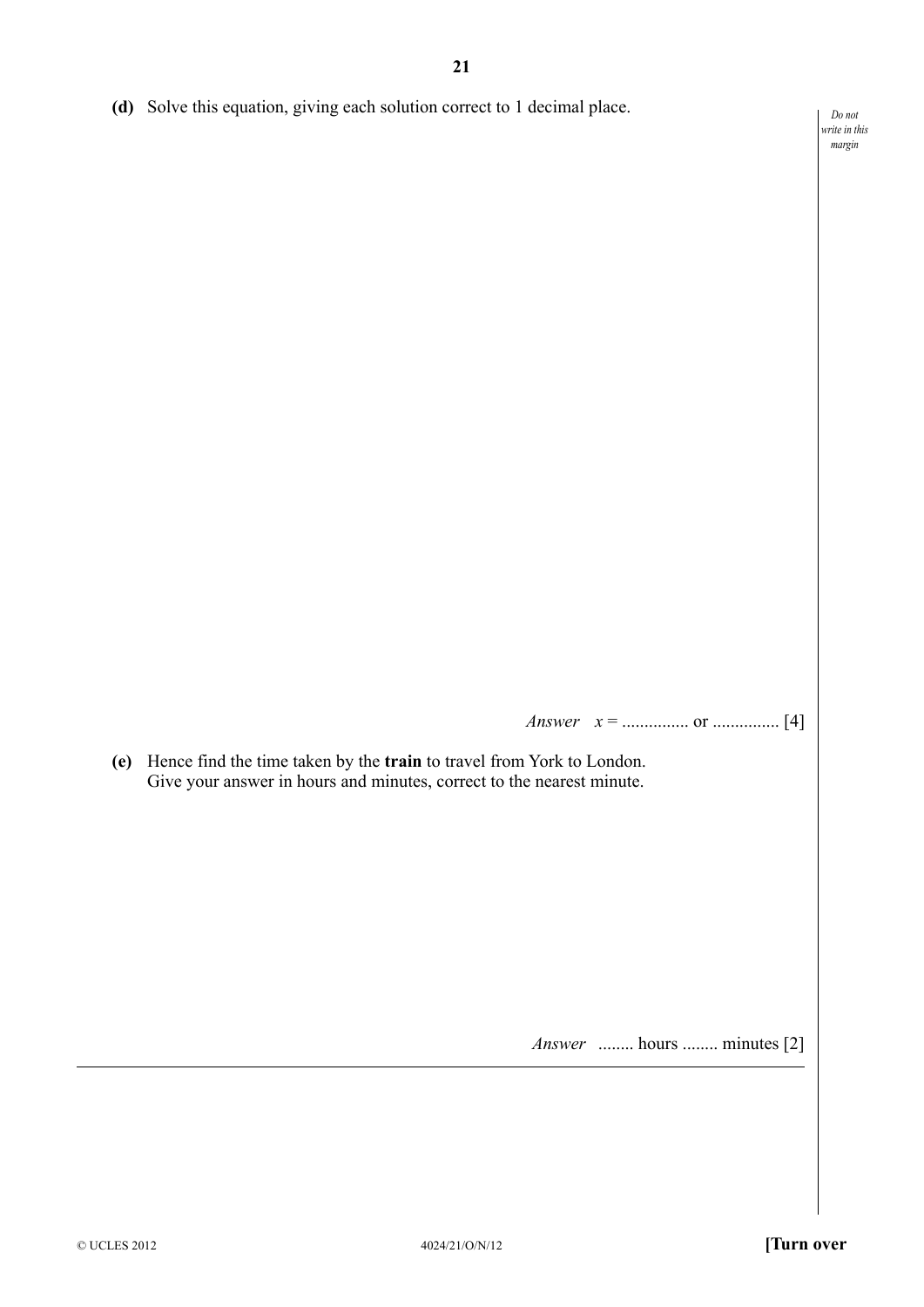**(d)** Solve this equation, giving each solution correct to 1 decimal place.

*Answer* $x$ = ............... or ............... [4]

**(e)** Hence find the time taken by the **train** to travel from York to London.
Give your answer in hours and minutes, correct to the nearest minute.

*Answer* ........ hours ........ minutes [2]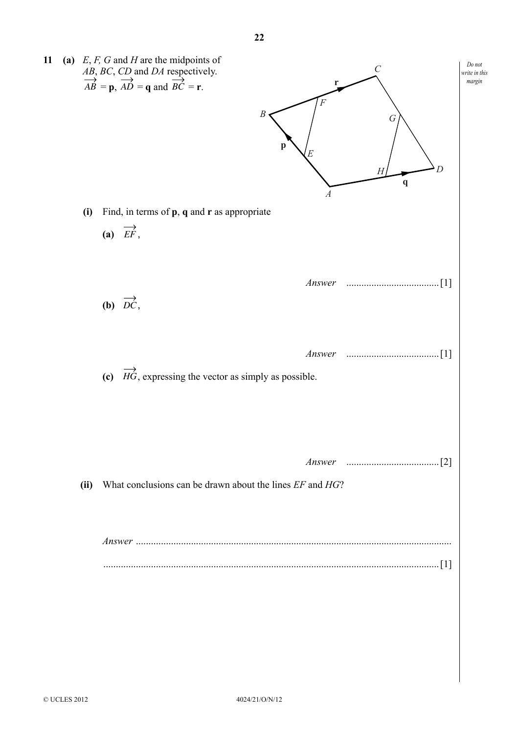**11** **(a)** $E$, $F$, $G$ and $H$ are the midpoints of $AB$, $BC$, $CD$ and $DA$ respectively. $\overrightarrow{AB} = \mathbf{p}$, $\overrightarrow{AD} = \mathbf{q}$ and $\overrightarrow{BC} = \mathbf{r}$.

**(i)** Find, in terms of $\mathbf{p}$, $\mathbf{q}$ and $\mathbf{r}$ as appropriate

**(a)** $\overrightarrow{EF}$,

*Answer* .................................... [1]

**(b)** $\overrightarrow{DC}$,

*Answer* .................................... [1]

**(c)** $\overrightarrow{HG}$, expressing the vector as simply as possible.

*Answer* .................................... [2]

**(ii)** What conclusions can be drawn about the lines $EF$ and $HG$?

*Answer* ............................................................................................................................

.................................................................................................................................... [1]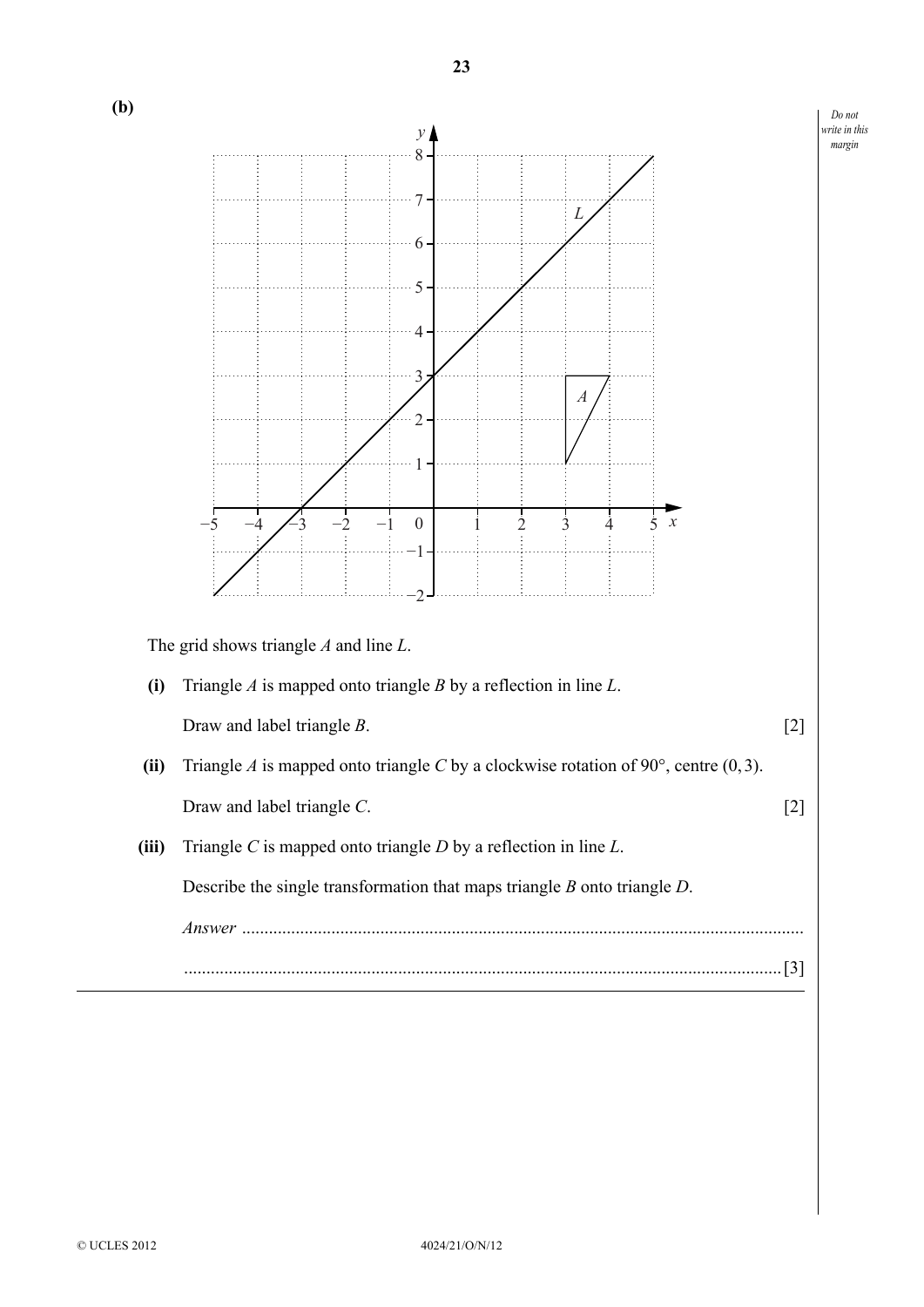**(b)**

The grid shows triangle $A$ and line $L$.

**(i)** Triangle $A$ is mapped onto triangle $B$ by a reflection in line $L$.

Draw and label triangle $B$. [2]

**(ii)** Triangle $A$ is mapped onto triangle $C$ by a clockwise rotation of 90°, centre $(0, 3)$.

Draw and label triangle $C$. [2]

**(iii)** Triangle $C$ is mapped onto triangle $D$ by a reflection in line $L$.

Describe the single transformation that maps triangle $B$ onto triangle $D$.

*Answer* ..........................................................................................................................

.................................................................................................................................. [3]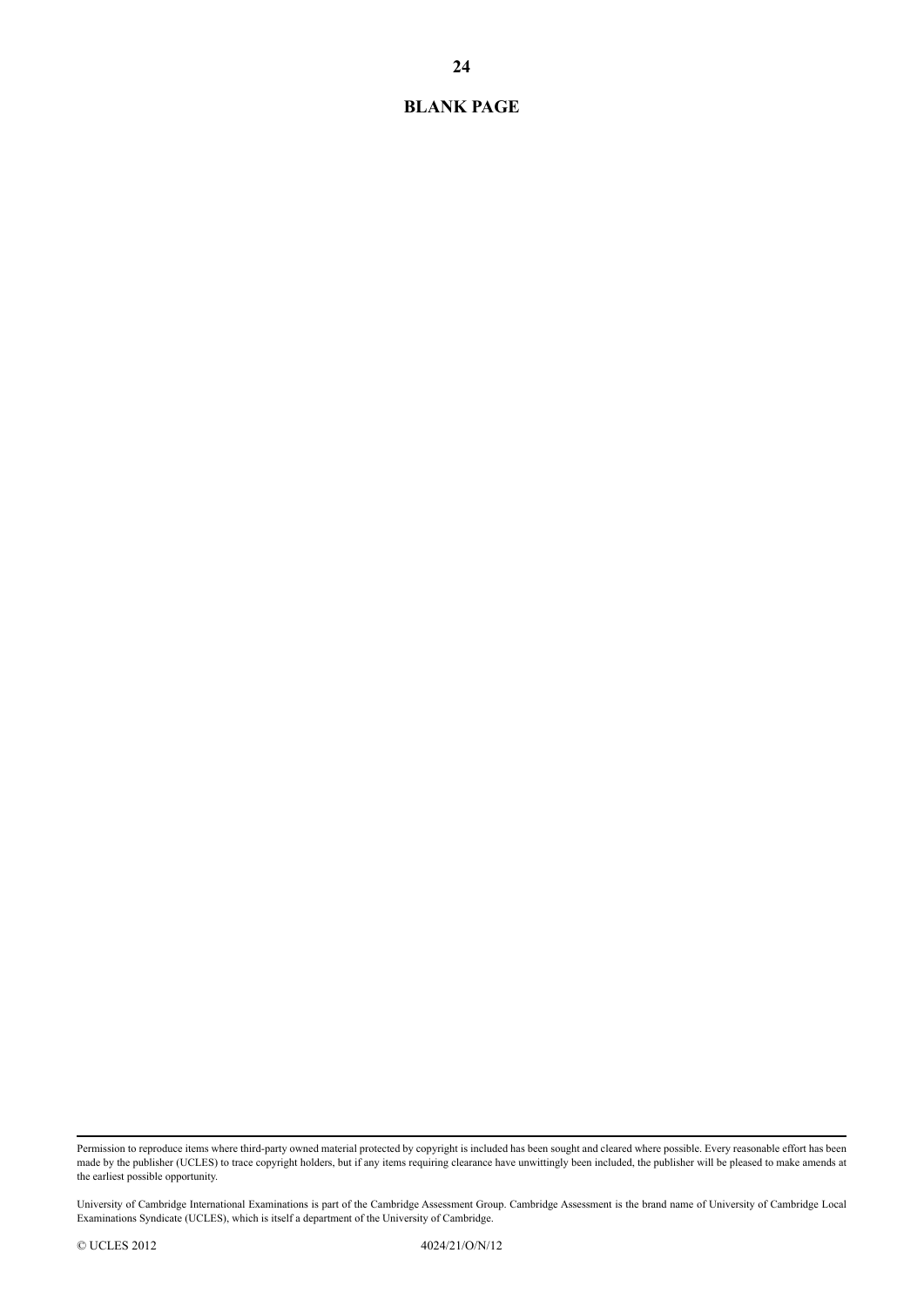**BLANK PAGE**

Permission to reproduce items where third-party owned material protected by copyright is included has been sought and cleared where possible. Every reasonable effort has been made by the publisher (UCLES) to trace copyright holders, but if any items requiring clearance have unwittingly been included, the publisher will be pleased to make amends at the earliest possible opportunity.

University of Cambridge International Examinations is part of the Cambridge Assessment Group. Cambridge Assessment is the brand name of University of Cambridge Local Examinations Syndicate (UCLES), which is itself a department of the University of Cambridge.